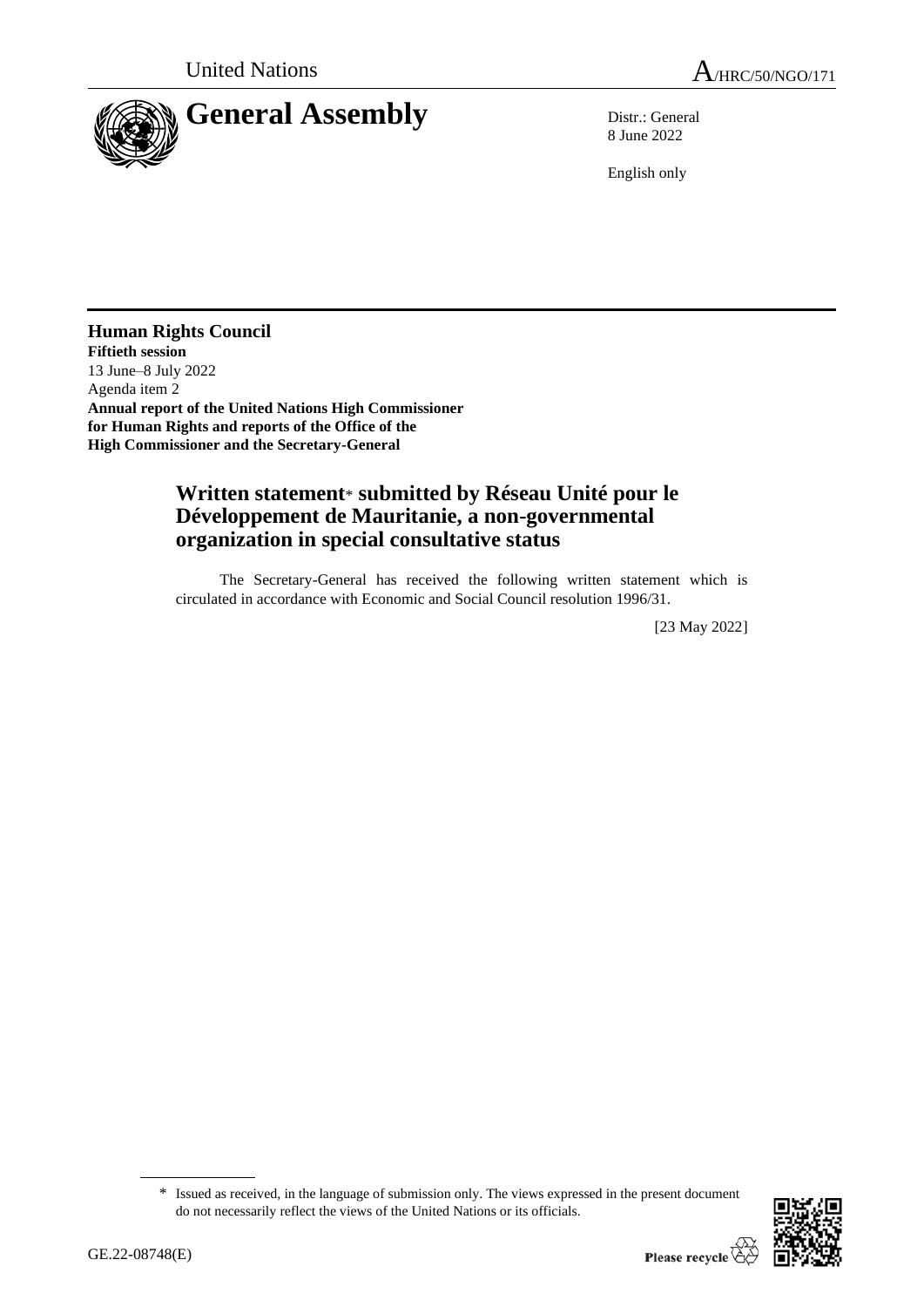United Nations

A/HRC/50/NGO/171

# General Assembly

Distr.: General
8 June 2022

English only

**Human Rights Council**
**Fiftieth session**
13 June–8 July 2022
Agenda item 2
**Annual report of the United Nations High Commissioner for Human Rights and reports of the Office of the High Commissioner and the Secretary-General**

## Written statement* submitted by Réseau Unité pour le Développement de Mauritanie, a non-governmental organization in special consultative status

The Secretary-General has received the following written statement which is circulated in accordance with Economic and Social Council resolution 1996/31.

[23 May 2022]

\* Issued as received, in the language of submission only. The views expressed in the present document do not necessarily reflect the views of the United Nations or its officials.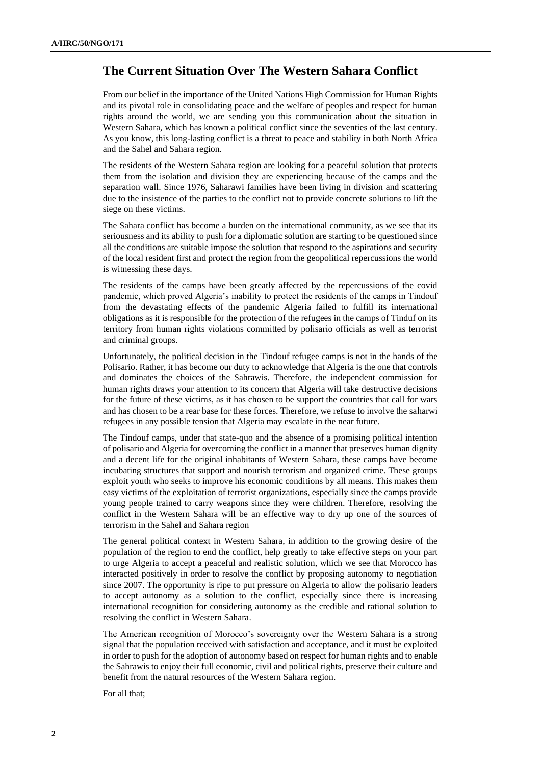## The Current Situation Over The Western Sahara Conflict

From our belief in the importance of the United Nations High Commission for Human Rights and its pivotal role in consolidating peace and the welfare of peoples and respect for human rights around the world, we are sending you this communication about the situation in Western Sahara, which has known a political conflict since the seventies of the last century. As you know, this long-lasting conflict is a threat to peace and stability in both North Africa and the Sahel and Sahara region.

The residents of the Western Sahara region are looking for a peaceful solution that protects them from the isolation and division they are experiencing because of the camps and the separation wall. Since 1976, Saharawi families have been living in division and scattering due to the insistence of the parties to the conflict not to provide concrete solutions to lift the siege on these victims.

The Sahara conflict has become a burden on the international community, as we see that its seriousness and its ability to push for a diplomatic solution are starting to be questioned since all the conditions are suitable impose the solution that respond to the aspirations and security of the local resident first and protect the region from the geopolitical repercussions the world is witnessing these days.

The residents of the camps have been greatly affected by the repercussions of the covid pandemic, which proved Algeria's inability to protect the residents of the camps in Tindouf from the devastating effects of the pandemic Algeria failed to fulfill its international obligations as it is responsible for the protection of the refugees in the camps of Tinduf on its territory from human rights violations committed by polisario officials as well as terrorist and criminal groups.

Unfortunately, the political decision in the Tindouf refugee camps is not in the hands of the Polisario. Rather, it has become our duty to acknowledge that Algeria is the one that controls and dominates the choices of the Sahrawis. Therefore, the independent commission for human rights draws your attention to its concern that Algeria will take destructive decisions for the future of these victims, as it has chosen to be support the countries that call for wars and has chosen to be a rear base for these forces. Therefore, we refuse to involve the saharwi refugees in any possible tension that Algeria may escalate in the near future.

The Tindouf camps, under that state-quo and the absence of a promising political intention of polisario and Algeria for overcoming the conflict in a manner that preserves human dignity and a decent life for the original inhabitants of Western Sahara, these camps have become incubating structures that support and nourish terrorism and organized crime. These groups exploit youth who seeks to improve his economic conditions by all means. This makes them easy victims of the exploitation of terrorist organizations, especially since the camps provide young people trained to carry weapons since they were children. Therefore, resolving the conflict in the Western Sahara will be an effective way to dry up one of the sources of terrorism in the Sahel and Sahara region

The general political context in Western Sahara, in addition to the growing desire of the population of the region to end the conflict, help greatly to take effective steps on your part to urge Algeria to accept a peaceful and realistic solution, which we see that Morocco has interacted positively in order to resolve the conflict by proposing autonomy to negotiation since 2007. The opportunity is ripe to put pressure on Algeria to allow the polisario leaders to accept autonomy as a solution to the conflict, especially since there is increasing international recognition for considering autonomy as the credible and rational solution to resolving the conflict in Western Sahara.

The American recognition of Morocco's sovereignty over the Western Sahara is a strong signal that the population received with satisfaction and acceptance, and it must be exploited in order to push for the adoption of autonomy based on respect for human rights and to enable the Sahrawis to enjoy their full economic, civil and political rights, preserve their culture and benefit from the natural resources of the Western Sahara region.

For all that;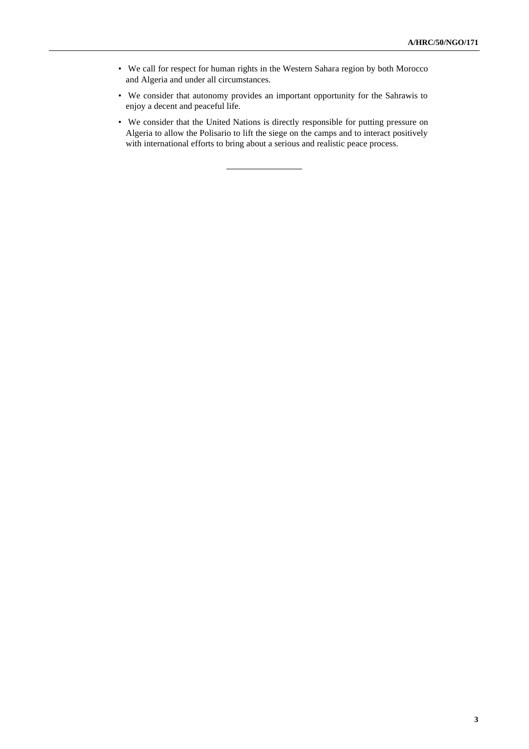- We call for respect for human rights in the Western Sahara region by both Morocco and Algeria and under all circumstances.
- We consider that autonomy provides an important opportunity for the Sahrawis to enjoy a decent and peaceful life.
- We consider that the United Nations is directly responsible for putting pressure on Algeria to allow the Polisario to lift the siege on the camps and to interact positively with international efforts to bring about a serious and realistic peace process.